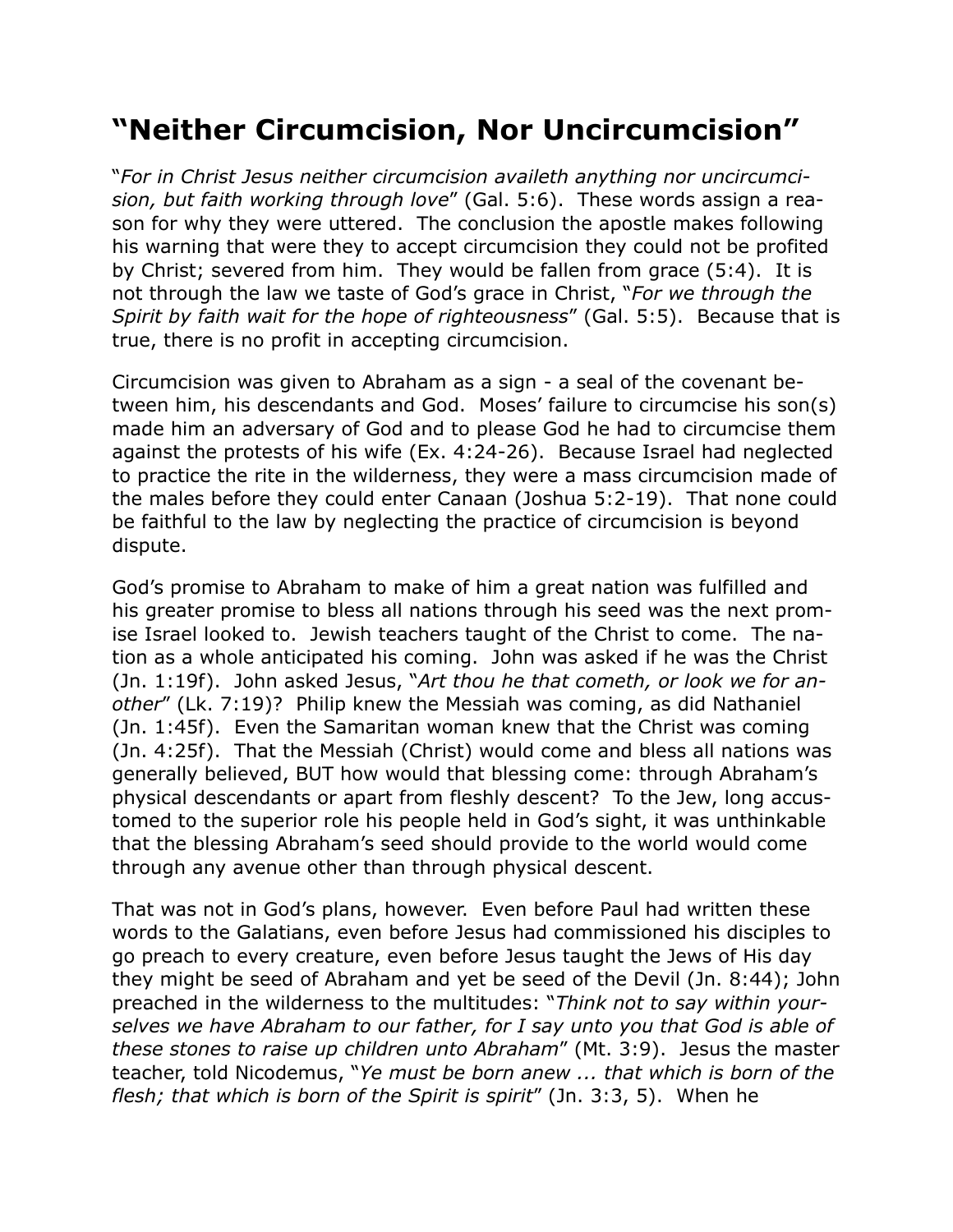# "Neither Circumcision, Nor Uncircumcision"

"*For in Christ Jesus neither circumcision availeth anything nor uncircumcision, but faith working through love*" (Gal. 5:6). These words assign a reason for why they were uttered. The conclusion the apostle makes following his warning that were they to accept circumcision they could not be profited by Christ; severed from him. They would be fallen from grace (5:4). It is not through the law we taste of God's grace in Christ, "*For we through the Spirit by faith wait for the hope of righteousness*" (Gal. 5:5). Because that is true, there is no profit in accepting circumcision.

Circumcision was given to Abraham as a sign - a seal of the covenant between him, his descendants and God. Moses' failure to circumcise his son(s) made him an adversary of God and to please God he had to circumcise them against the protests of his wife (Ex. 4:24-26). Because Israel had neglected to practice the rite in the wilderness, they were a mass circumcision made of the males before they could enter Canaan (Joshua 5:2-19). That none could be faithful to the law by neglecting the practice of circumcision is beyond dispute.

God's promise to Abraham to make of him a great nation was fulfilled and his greater promise to bless all nations through his seed was the next promise Israel looked to. Jewish teachers taught of the Christ to come. The nation as a whole anticipated his coming. John was asked if he was the Christ (Jn. 1:19f). John asked Jesus, "*Art thou he that cometh, or look we for another*" (Lk. 7:19)? Philip knew the Messiah was coming, as did Nathaniel (Jn. 1:45f). Even the Samaritan woman knew that the Christ was coming (Jn. 4:25f). That the Messiah (Christ) would come and bless all nations was generally believed, BUT how would that blessing come: through Abraham's physical descendants or apart from fleshly descent? To the Jew, long accustomed to the superior role his people held in God's sight, it was unthinkable that the blessing Abraham's seed should provide to the world would come through any avenue other than through physical descent.

That was not in God's plans, however. Even before Paul had written these words to the Galatians, even before Jesus had commissioned his disciples to go preach to every creature, even before Jesus taught the Jews of His day they might be seed of Abraham and yet be seed of the Devil (Jn. 8:44); John preached in the wilderness to the multitudes: "*Think not to say within yourselves we have Abraham to our father, for I say unto you that God is able of these stones to raise up children unto Abraham*" (Mt. 3:9). Jesus the master teacher, told Nicodemus, "*Ye must be born anew ... that which is born of the flesh; that which is born of the Spirit is spirit*" (Jn. 3:3, 5). When he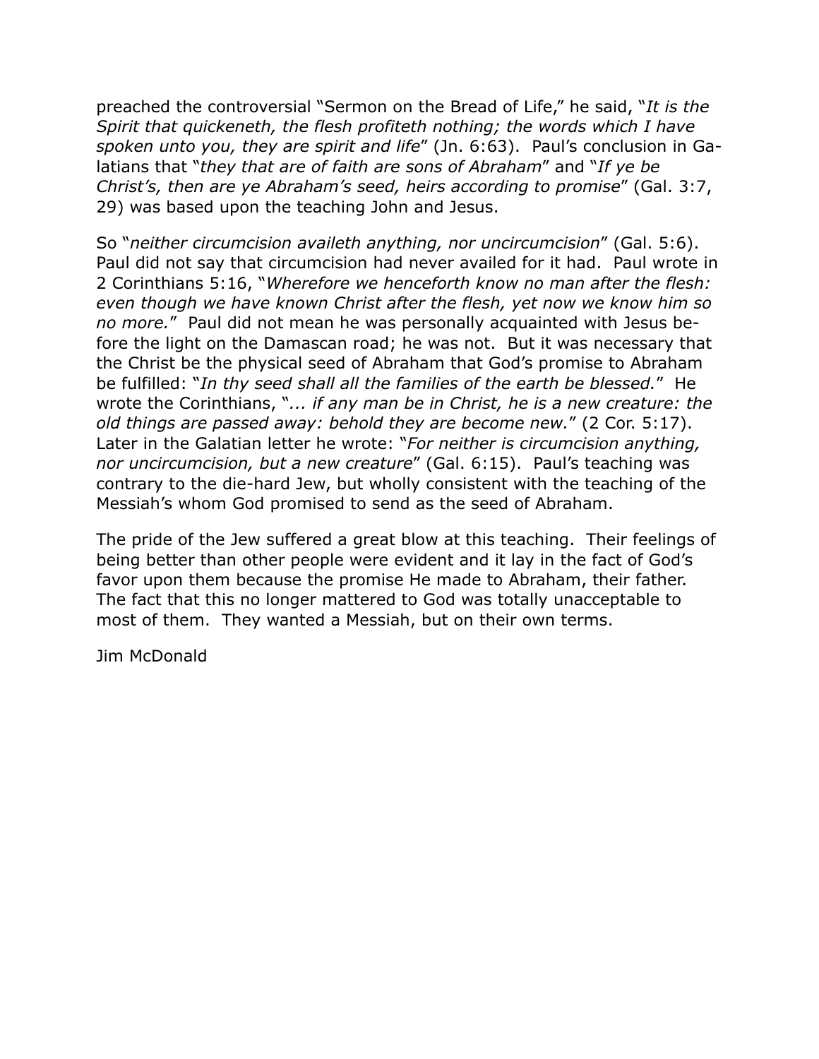preached the controversial "Sermon on the Bread of Life," he said, "*It is the Spirit that quickeneth, the flesh profiteth nothing; the words which I have spoken unto you, they are spirit and life*" (Jn. 6:63). Paul's conclusion in Galatians that "*they that are of faith are sons of Abraham*" and "*If ye be Christ's, then are ye Abraham's seed, heirs according to promise*" (Gal. 3:7, 29) was based upon the teaching John and Jesus.

So "*neither circumcision availeth anything, nor uncircumcision*" (Gal. 5:6). Paul did not say that circumcision had never availed for it had. Paul wrote in 2 Corinthians 5:16, "*Wherefore we henceforth know no man after the flesh: even though we have known Christ after the flesh, yet now we know him so no more.*" Paul did not mean he was personally acquainted with Jesus before the light on the Damascan road; he was not. But it was necessary that the Christ be the physical seed of Abraham that God's promise to Abraham be fulfilled: "*In thy seed shall all the families of the earth be blessed.*" He wrote the Corinthians, "*... if any man be in Christ, he is a new creature: the old things are passed away: behold they are become new.*" (2 Cor. 5:17). Later in the Galatian letter he wrote: "*For neither is circumcision anything, nor uncircumcision, but a new creature*" (Gal. 6:15). Paul's teaching was contrary to the die-hard Jew, but wholly consistent with the teaching of the Messiah's whom God promised to send as the seed of Abraham.

The pride of the Jew suffered a great blow at this teaching. Their feelings of being better than other people were evident and it lay in the fact of God's favor upon them because the promise He made to Abraham, their father. The fact that this no longer mattered to God was totally unacceptable to most of them. They wanted a Messiah, but on their own terms.

Jim McDonald